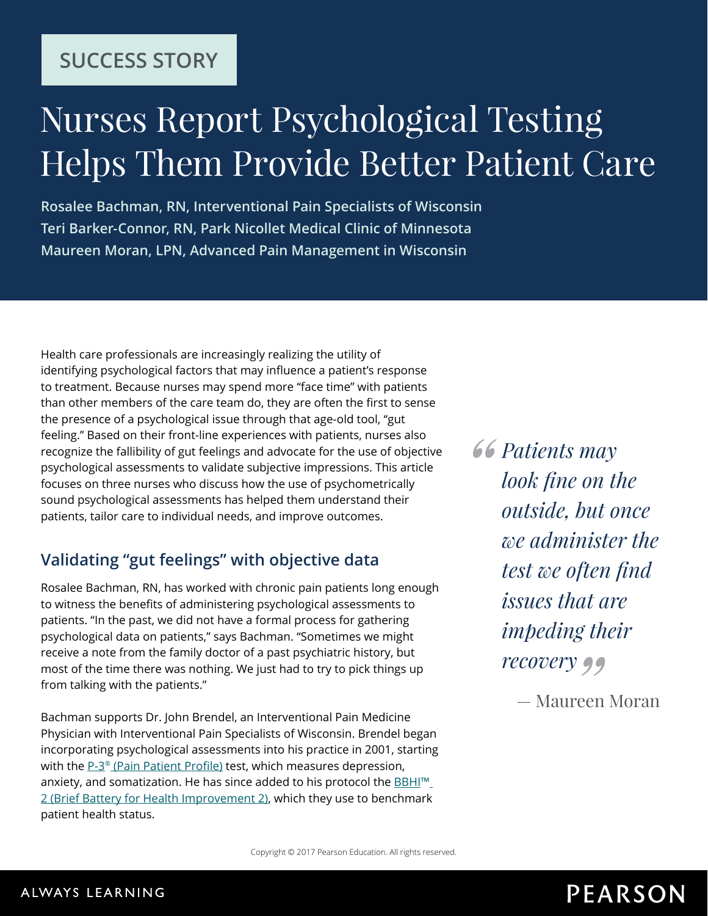SUCCESS STORY

# Nurses Report Psychological Testing Helps Them Provide Better Patient Care

**Rosalee Bachman, RN, Interventional Pain Specialists of Wisconsin**
**Teri Barker-Connor, RN, Park Nicollet Medical Clinic of Minnesota**
**Maureen Moran, LPN, Advanced Pain Management in Wisconsin**

Health care professionals are increasingly realizing the utility of identifying psychological factors that may influence a patient's response to treatment. Because nurses may spend more "face time" with patients than other members of the care team do, they are often the first to sense the presence of a psychological issue through that age-old tool, "gut feeling." Based on their front-line experiences with patients, nurses also recognize the fallibility of gut feelings and advocate for the use of objective psychological assessments to validate subjective impressions. This article focuses on three nurses who discuss how the use of psychometrically sound psychological assessments has helped them understand their patients, tailor care to individual needs, and improve outcomes.

> *"Patients may look fine on the outside, but once we administer the test we often find issues that are impeding their recovery"*
>
> — Maureen Moran

## Validating "gut feelings" with objective data

Rosalee Bachman, RN, has worked with chronic pain patients long enough to witness the benefits of administering psychological assessments to patients. "In the past, we did not have a formal process for gathering psychological data on patients," says Bachman. "Sometimes we might receive a note from the family doctor of a past psychiatric history, but most of the time there was nothing. We just had to try to pick things up from talking with the patients."

Bachman supports Dr. John Brendel, an Interventional Pain Medicine Physician with Interventional Pain Specialists of Wisconsin. Brendel began incorporating psychological assessments into his practice in 2001, starting with the P-3® (Pain Patient Profile) test, which measures depression, anxiety, and somatization. He has since added to his protocol the BBHI™ 2 (Brief Battery for Health Improvement 2), which they use to benchmark patient health status.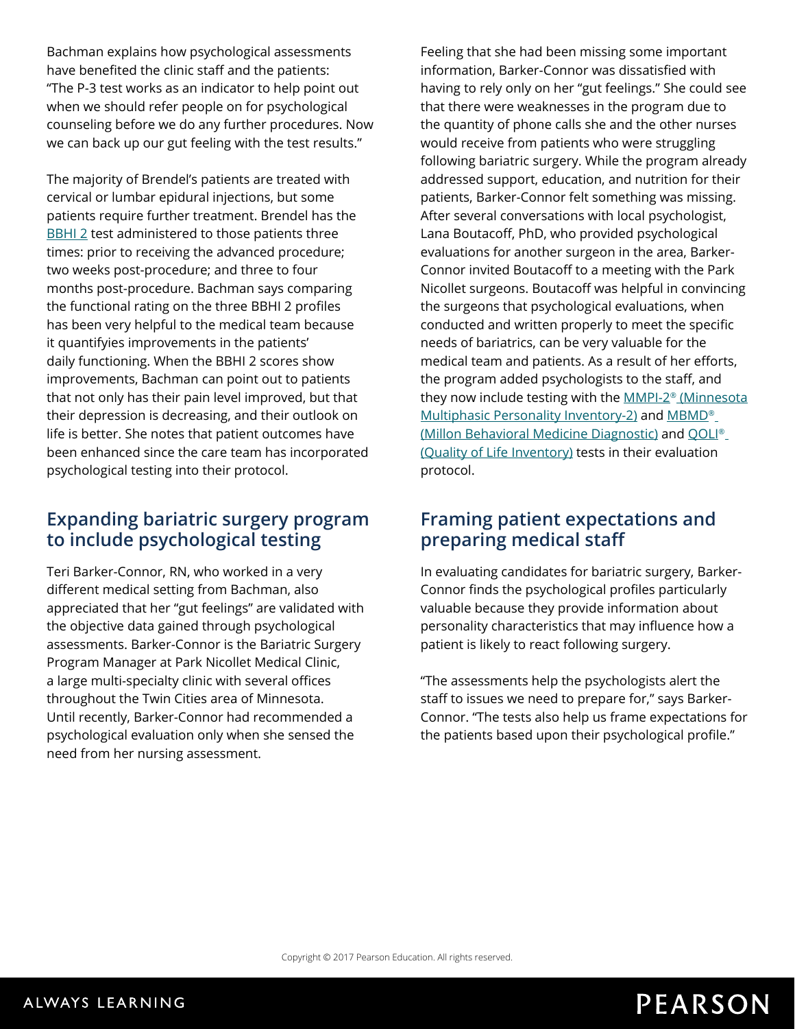Bachman explains how psychological assessments have benefited the clinic staff and the patients: "The P-3 test works as an indicator to help point out when we should refer people on for psychological counseling before we do any further procedures. Now we can back up our gut feeling with the test results."

The majority of Brendel's patients are treated with cervical or lumbar epidural injections, but some patients require further treatment. Brendel has the BBHI 2 test administered to those patients three times: prior to receiving the advanced procedure; two weeks post-procedure; and three to four months post-procedure. Bachman says comparing the functional rating on the three BBHI 2 profiles has been very helpful to the medical team because it quantifyies improvements in the patients' daily functioning. When the BBHI 2 scores show improvements, Bachman can point out to patients that not only has their pain level improved, but that their depression is decreasing, and their outlook on life is better. She notes that patient outcomes have been enhanced since the care team has incorporated psychological testing into their protocol.

## Expanding bariatric surgery program to include psychological testing

Teri Barker-Connor, RN, who worked in a very different medical setting from Bachman, also appreciated that her "gut feelings" are validated with the objective data gained through psychological assessments. Barker-Connor is the Bariatric Surgery Program Manager at Park Nicollet Medical Clinic, a large multi-specialty clinic with several offices throughout the Twin Cities area of Minnesota. Until recently, Barker-Connor had recommended a psychological evaluation only when she sensed the need from her nursing assessment.

Feeling that she had been missing some important information, Barker-Connor was dissatisfied with having to rely only on her "gut feelings." She could see that there were weaknesses in the program due to the quantity of phone calls she and the other nurses would receive from patients who were struggling following bariatric surgery. While the program already addressed support, education, and nutrition for their patients, Barker-Connor felt something was missing. After several conversations with local psychologist, Lana Boutacoff, PhD, who provided psychological evaluations for another surgeon in the area, Barker-Connor invited Boutacoff to a meeting with the Park Nicollet surgeons. Boutacoff was helpful in convincing the surgeons that psychological evaluations, when conducted and written properly to meet the specific needs of bariatrics, can be very valuable for the medical team and patients. As a result of her efforts, the program added psychologists to the staff, and they now include testing with the MMPI-2® (Minnesota Multiphasic Personality Inventory-2) and MBMD® (Millon Behavioral Medicine Diagnostic) and QOLI® (Quality of Life Inventory) tests in their evaluation protocol.

## Framing patient expectations and preparing medical staff

In evaluating candidates for bariatric surgery, Barker-Connor finds the psychological profiles particularly valuable because they provide information about personality characteristics that may influence how a patient is likely to react following surgery.

"The assessments help the psychologists alert the staff to issues we need to prepare for," says Barker-Connor. "The tests also help us frame expectations for the patients based upon their psychological profile."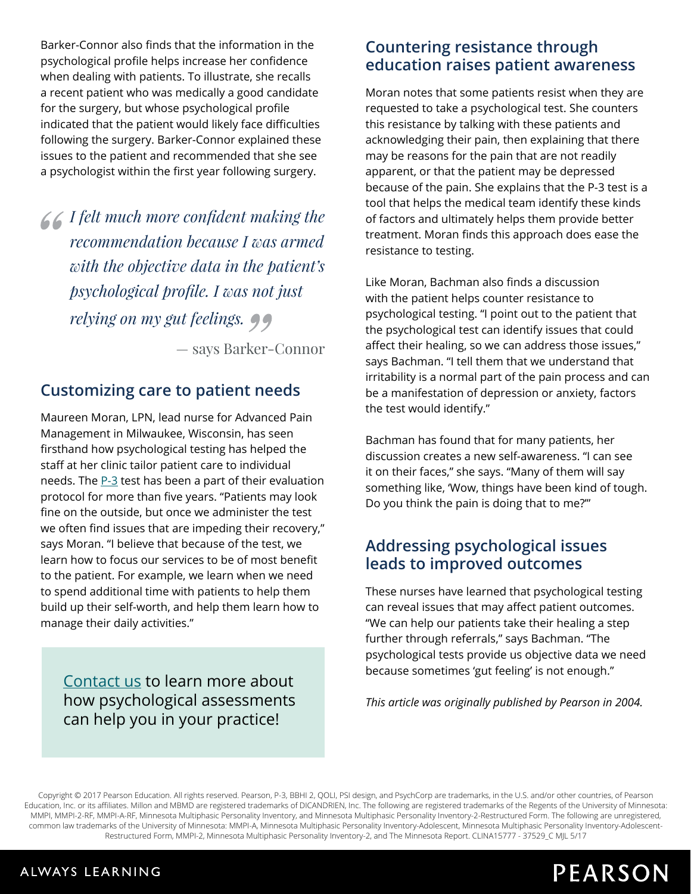Barker-Connor also finds that the information in the psychological profile helps increase her confidence when dealing with patients. To illustrate, she recalls a recent patient who was medically a good candidate for the surgery, but whose psychological profile indicated that the patient would likely face difficulties following the surgery. Barker-Connor explained these issues to the patient and recommended that she see a psychologist within the first year following surgery.

> *“I felt much more confident making the recommendation because I was armed with the objective data in the patient's psychological profile. I was not just relying on my gut feelings.”*
>
> — says Barker-Connor

## Customizing care to patient needs

Maureen Moran, LPN, lead nurse for Advanced Pain Management in Milwaukee, Wisconsin, has seen firsthand how psychological testing has helped the staff at her clinic tailor patient care to individual needs. The P-3 test has been a part of their evaluation protocol for more than five years. “Patients may look fine on the outside, but once we administer the test we often find issues that are impeding their recovery,” says Moran. “I believe that because of the test, we learn how to focus our services to be of most benefit to the patient. For example, we learn when we need to spend additional time with patients to help them build up their self-worth, and help them learn how to manage their daily activities.”

Contact us to learn more about how psychological assessments can help you in your practice!

## Countering resistance through education raises patient awareness

Moran notes that some patients resist when they are requested to take a psychological test. She counters this resistance by talking with these patients and acknowledging their pain, then explaining that there may be reasons for the pain that are not readily apparent, or that the patient may be depressed because of the pain. She explains that the P-3 test is a tool that helps the medical team identify these kinds of factors and ultimately helps them provide better treatment. Moran finds this approach does ease the resistance to testing.

Like Moran, Bachman also finds a discussion with the patient helps counter resistance to psychological testing. “I point out to the patient that the psychological test can identify issues that could affect their healing, so we can address those issues,” says Bachman. “I tell them that we understand that irritability is a normal part of the pain process and can be a manifestation of depression or anxiety, factors the test would identify.”

Bachman has found that for many patients, her discussion creates a new self-awareness. “I can see it on their faces,” she says. “Many of them will say something like, ‘Wow, things have been kind of tough. Do you think the pain is doing that to me?’”

## Addressing psychological issues leads to improved outcomes

These nurses have learned that psychological testing can reveal issues that may affect patient outcomes. “We can help our patients take their healing a step further through referrals,” says Bachman. “The psychological tests provide us objective data we need because sometimes ‘gut feeling’ is not enough.”

*This article was originally published by Pearson in 2004.*

Copyright © 2017 Pearson Education. All rights reserved. Pearson, P-3, BBHI 2, QOLI, PSI design, and PsychCorp are trademarks, in the U.S. and/or other countries, of Pearson Education, Inc. or its affiliates. Millon and MBMD are registered trademarks of DICANDRIEN, Inc. The following are registered trademarks of the Regents of the University of Minnesota: MMPI, MMPI-2-RF, MMPI-A-RF, Minnesota Multiphasic Personality Inventory, and Minnesota Multiphasic Personality Inventory-2-Restructured Form. The following are unregistered, common law trademarks of the University of Minnesota: MMPI-A, Minnesota Multiphasic Personality Inventory-Adolescent, Minnesota Multiphasic Personality Inventory-Adolescent-Restructured Form, MMPI-2, Minnesota Multiphasic Personality Inventory-2, and The Minnesota Report. CLINA15777 - 37529_C MJL 5/17

ALWAYS LEARNING

PEARSON